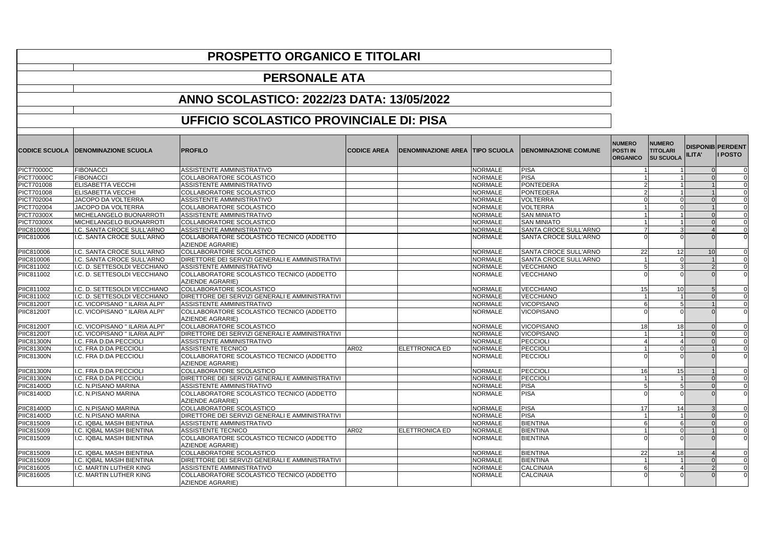# PROSPETTO ORGANICO E TITOLARI

## PERSONALE ATA

## ANNO SCOLASTICO: 2022/23 DATA: 13/05/2022

## UFFICIO SCOLASTICO PROVINCIALE DI: PISA

| CODICE SCUOLA | DENOMINAZIONE SCUOLA | PROFILO | CODICE AREA | DENOMINAZIONE AREA | TIPO SCUOLA | DENOMINAZIONE COMUNE | NUMERO POSTI IN ORGANICO | NUMERO TITOLARI SU SCUOLA | DISPONIBILITA' | PERDENTI POSTO |
|---|---|---|---|---|---|---|---|---|---|---|
| PICT70000C | FIBONACCI | ASSISTENTE AMMINISTRATIVO | | | NORMALE | PISA | 1 | 1 | 0 | 0 |
| PICT70000C | FIBONACCI | COLLABORATORE SCOLASTICO | | | NORMALE | PISA | 1 | 1 | 0 | 0 |
| PICT701008 | ELISABETTA VECCHI | ASSISTENTE AMMINISTRATIVO | | | NORMALE | PONTEDERA | 2 | 1 | 1 | 0 |
| PICT701008 | ELISABETTA VECCHI | COLLABORATORE SCOLASTICO | | | NORMALE | PONTEDERA | 2 | 1 | 1 | 0 |
| PICT702004 | JACOPO DA VOLTERRA | ASSISTENTE AMMINISTRATIVO | | | NORMALE | VOLTERRA | 0 | 0 | 0 | 0 |
| PICT702004 | JACOPO DA VOLTERRA | COLLABORATORE SCOLASTICO | | | NORMALE | VOLTERRA | 1 | 0 | 1 | 0 |
| PICT70300X | MICHELANGELO BUONARROTI | ASSISTENTE AMMINISTRATIVO | | | NORMALE | SAN MINIATO | 1 | 1 | 0 | 0 |
| PICT70300X | MICHELANGELO BUONARROTI | COLLABORATORE SCOLASTICO | | | NORMALE | SAN MINIATO | 1 | 1 | 0 | 0 |
| PIIC810006 | I.C. SANTA CROCE SULL'ARNO | ASSISTENTE AMMINISTRATIVO | | | NORMALE | SANTA CROCE SULL'ARNO | 7 | 3 | 4 | 0 |
| PIIC810006 | I.C. SANTA CROCE SULL'ARNO | COLLABORATORE SCOLASTICO TECNICO (ADDETTO AZIENDE AGRARIE) | | | NORMALE | SANTA CROCE SULL'ARNO | 0 | 0 | 0 | 0 |
| PIIC810006 | I.C. SANTA CROCE SULL'ARNO | COLLABORATORE SCOLASTICO | | | NORMALE | SANTA CROCE SULL'ARNO | 22 | 12 | 10 | 0 |
| PIIC810006 | I.C. SANTA CROCE SULL'ARNO | DIRETTORE DEI SERVIZI GENERALI E AMMINISTRATIVI | | | NORMALE | SANTA CROCE SULL'ARNO | 1 | 0 | 1 | 0 |
| PIIC811002 | I.C. D. SETTESOLDI VECCHIANO | ASSISTENTE AMMINISTRATIVO | | | NORMALE | VECCHIANO | 5 | 3 | 2 | 0 |
| PIIC811002 | I.C. D. SETTESOLDI VECCHIANO | COLLABORATORE SCOLASTICO TECNICO (ADDETTO AZIENDE AGRARIE) | | | NORMALE | VECCHIANO | 0 | 0 | 0 | 0 |
| PIIC811002 | I.C. D. SETTESOLDI VECCHIANO | COLLABORATORE SCOLASTICO | | | NORMALE | VECCHIANO | 15 | 10 | 5 | 0 |
| PIIC811002 | I.C. D. SETTESOLDI VECCHIANO | DIRETTORE DEI SERVIZI GENERALI E AMMINISTRATIVI | | | NORMALE | VECCHIANO | 1 | 1 | 0 | 0 |
| PIIC81200T | I.C. VICOPISANO " ILARIA ALPI" | ASSISTENTE AMMINISTRATIVO | | | NORMALE | VICOPISANO | 6 | 5 | 1 | 0 |
| PIIC81200T | I.C. VICOPISANO " ILARIA ALPI" | COLLABORATORE SCOLASTICO TECNICO (ADDETTO AZIENDE AGRARIE) | | | NORMALE | VICOPISANO | 0 | 0 | 0 | 0 |
| PIIC81200T | I.C. VICOPISANO " ILARIA ALPI" | COLLABORATORE SCOLASTICO | | | NORMALE | VICOPISANO | 18 | 18 | 0 | 0 |
| PIIC81200T | I.C. VICOPISANO " ILARIA ALPI" | DIRETTORE DEI SERVIZI GENERALI E AMMINISTRATIVI | | | NORMALE | VICOPISANO | 1 | 1 | 0 | 0 |
| PIIC81300N | I.C. FRA D.DA PECCIOLI | ASSISTENTE AMMINISTRATIVO | | | NORMALE | PECCIOLI | 4 | 4 | 0 | 0 |
| PIIC81300N | I.C. FRA D.DA PECCIOLI | ASSISTENTE TECNICO | AR02 | ELETTRONICA ED | NORMALE | PECCIOLI | 1 | 0 | 1 | 0 |
| PIIC81300N | I.C. FRA D.DA PECCIOLI | COLLABORATORE SCOLASTICO TECNICO (ADDETTO AZIENDE AGRARIE) | | | NORMALE | PECCIOLI | 0 | 0 | 0 | 0 |
| PIIC81300N | I.C. FRA D.DA PECCIOLI | COLLABORATORE SCOLASTICO | | | NORMALE | PECCIOLI | 16 | 15 | 1 | 0 |
| PIIC81300N | I.C. FRA D.DA PECCIOLI | DIRETTORE DEI SERVIZI GENERALI E AMMINISTRATIVI | | | NORMALE | PECCIOLI | 1 | 1 | 0 | 0 |
| PIIC81400D | I.C. N.PISANO MARINA | ASSISTENTE AMMINISTRATIVO | | | NORMALE | PISA | 5 | 5 | 0 | 0 |
| PIIC81400D | I.C. N.PISANO MARINA | COLLABORATORE SCOLASTICO TECNICO (ADDETTO AZIENDE AGRARIE) | | | NORMALE | PISA | 0 | 0 | 0 | 0 |
| PIIC81400D | I.C. N.PISANO MARINA | COLLABORATORE SCOLASTICO | | | NORMALE | PISA | 17 | 14 | 3 | 0 |
| PIIC81400D | I.C. N.PISANO MARINA | DIRETTORE DEI SERVIZI GENERALI E AMMINISTRATIVI | | | NORMALE | PISA | 1 | 1 | 0 | 0 |
| PIIC815009 | I.C. IQBAL MASIH BIENTINA | ASSISTENTE AMMINISTRATIVO | | | NORMALE | BIENTINA | 6 | 6 | 0 | 0 |
| PIIC815009 | I.C. IQBAL MASIH BIENTINA | ASSISTENTE TECNICO | AR02 | ELETTRONICA ED | NORMALE | BIENTINA | 1 | 0 | 1 | 0 |
| PIIC815009 | I.C. IQBAL MASIH BIENTINA | COLLABORATORE SCOLASTICO TECNICO (ADDETTO AZIENDE AGRARIE) | | | NORMALE | BIENTINA | 0 | 0 | 0 | 0 |
| PIIC815009 | I.C. IQBAL MASIH BIENTINA | COLLABORATORE SCOLASTICO | | | NORMALE | BIENTINA | 22 | 18 | 4 | 0 |
| PIIC815009 | I.C. IQBAL MASIH BIENTINA | DIRETTORE DEI SERVIZI GENERALI E AMMINISTRATIVI | | | NORMALE | BIENTINA | 1 | 1 | 0 | 0 |
| PIIC816005 | I.C. MARTIN LUTHER KING | ASSISTENTE AMMINISTRATIVO | | | NORMALE | CALCINAIA | 6 | 4 | 2 | 0 |
| PIIC816005 | I.C. MARTIN LUTHER KING | COLLABORATORE SCOLASTICO TECNICO (ADDETTO AZIENDE AGRARIE) | | | NORMALE | CALCINAIA | 0 | 0 | 0 | 0 |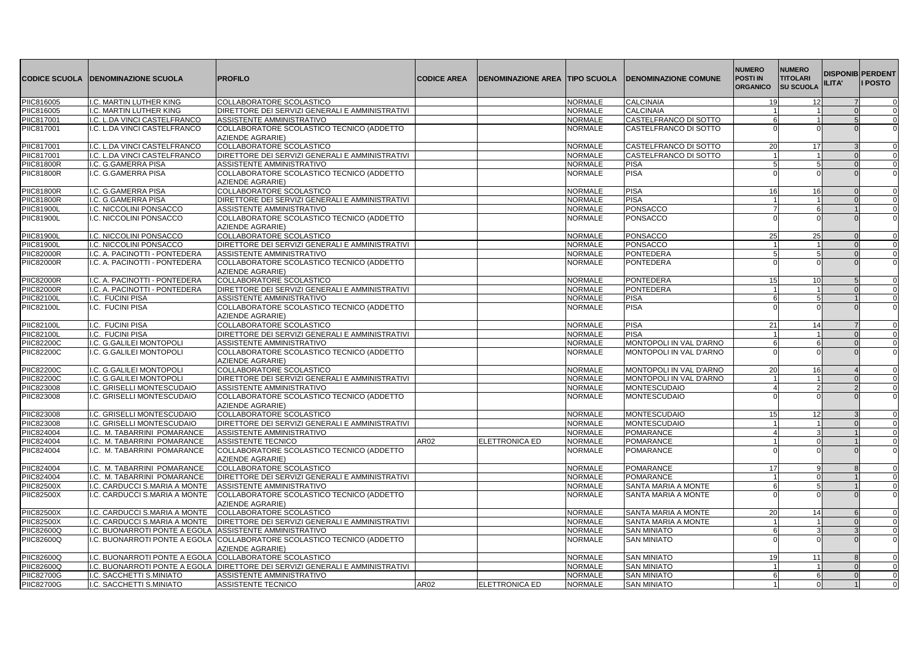| CODICE SCUOLA | DENOMINAZIONE SCUOLA | PROFILO | CODICE AREA | DENOMINAZIONE AREA | TIPO SCUOLA | DENOMINAZIONE COMUNE | NUMERO POSTI IN ORGANICO | NUMERO TITOLARI SU SCUOLA | DISPONIBILITA' | PERDENTI POSTO |
|---|---|---|---|---|---|---|---|---|---|---|
| PIIC816005 | I.C. MARTIN LUTHER KING | COLLABORATORE SCOLASTICO | | | NORMALE | CALCINAIA | 19 | 12 | 7 | 0 |
| PIIC816005 | I.C. MARTIN LUTHER KING | DIRETTORE DEI SERVIZI GENERALI E AMMINISTRATIVI | | | NORMALE | CALCINAIA | 1 | 1 | 0 | 0 |
| PIIC817001 | I.C. L.DA VINCI CASTELFRANCO | ASSISTENTE AMMINISTRATIVO | | | NORMALE | CASTELFRANCO DI SOTTO | 6 | 1 | 5 | 0 |
| PIIC817001 | I.C. L.DA VINCI CASTELFRANCO | COLLABORATORE SCOLASTICO TECNICO (ADDETTO AZIENDE AGRARIE) | | | NORMALE | CASTELFRANCO DI SOTTO | 0 | 0 | 0 | 0 |
| PIIC817001 | I.C. L.DA VINCI CASTELFRANCO | COLLABORATORE SCOLASTICO | | | NORMALE | CASTELFRANCO DI SOTTO | 20 | 17 | 3 | 0 |
| PIIC817001 | I.C. L.DA VINCI CASTELFRANCO | DIRETTORE DEI SERVIZI GENERALI E AMMINISTRATIVI | | | NORMALE | CASTELFRANCO DI SOTTO | 1 | 1 | 0 | 0 |
| PIIC81800R | I.C. G.GAMERRA PISA | ASSISTENTE AMMINISTRATIVO | | | NORMALE | PISA | 5 | 5 | 0 | 0 |
| PIIC81800R | I.C. G.GAMERRA PISA | COLLABORATORE SCOLASTICO TECNICO (ADDETTO AZIENDE AGRARIE) | | | NORMALE | PISA | 0 | 0 | 0 | 0 |
| PIIC81800R | I.C. G.GAMERRA PISA | COLLABORATORE SCOLASTICO | | | NORMALE | PISA | 16 | 16 | 0 | 0 |
| PIIC81800R | I.C. G.GAMERRA PISA | DIRETTORE DEI SERVIZI GENERALI E AMMINISTRATIVI | | | NORMALE | PISA | 1 | 1 | 0 | 0 |
| PIIC81900L | I.C. NICCOLINI PONSACCO | ASSISTENTE AMMINISTRATIVO | | | NORMALE | PONSACCO | 7 | 6 | 1 | 0 |
| PIIC81900L | I.C. NICCOLINI PONSACCO | COLLABORATORE SCOLASTICO TECNICO (ADDETTO AZIENDE AGRARIE) | | | NORMALE | PONSACCO | 0 | 0 | 0 | 0 |
| PIIC81900L | I.C. NICCOLINI PONSACCO | COLLABORATORE SCOLASTICO | | | NORMALE | PONSACCO | 25 | 25 | 0 | 0 |
| PIIC81900L | I.C. NICCOLINI PONSACCO | DIRETTORE DEI SERVIZI GENERALI E AMMINISTRATIVI | | | NORMALE | PONSACCO | 1 | 1 | 0 | 0 |
| PIIC82000R | I.C. A. PACINOTTI - PONTEDERA | ASSISTENTE AMMINISTRATIVO | | | NORMALE | PONTEDERA | 5 | 5 | 0 | 0 |
| PIIC82000R | I.C. A. PACINOTTI - PONTEDERA | COLLABORATORE SCOLASTICO TECNICO (ADDETTO AZIENDE AGRARIE) | | | NORMALE | PONTEDERA | 0 | 0 | 0 | 0 |
| PIIC82000R | I.C. A. PACINOTTI - PONTEDERA | COLLABORATORE SCOLASTICO | | | NORMALE | PONTEDERA | 15 | 10 | 5 | 0 |
| PIIC82000R | I.C. A. PACINOTTI - PONTEDERA | DIRETTORE DEI SERVIZI GENERALI E AMMINISTRATIVI | | | NORMALE | PONTEDERA | 1 | 1 | 0 | 0 |
| PIIC82100L | I.C. FUCINI PISA | ASSISTENTE AMMINISTRATIVO | | | NORMALE | PISA | 6 | 5 | 1 | 0 |
| PIIC82100L | I.C. FUCINI PISA | COLLABORATORE SCOLASTICO TECNICO (ADDETTO AZIENDE AGRARIE) | | | NORMALE | PISA | 0 | 0 | 0 | 0 |
| PIIC82100L | I.C. FUCINI PISA | COLLABORATORE SCOLASTICO | | | NORMALE | PISA | 21 | 14 | 7 | 0 |
| PIIC82100L | I.C. FUCINI PISA | DIRETTORE DEI SERVIZI GENERALI E AMMINISTRATIVI | | | NORMALE | PISA | 1 | 1 | 0 | 0 |
| PIIC82200C | I.C. G.GALILEI MONTOPOLI | ASSISTENTE AMMINISTRATIVO | | | NORMALE | MONTOPOLI IN VAL D'ARNO | 6 | 6 | 0 | 0 |
| PIIC82200C | I.C. G.GALILEI MONTOPOLI | COLLABORATORE SCOLASTICO TECNICO (ADDETTO AZIENDE AGRARIE) | | | NORMALE | MONTOPOLI IN VAL D'ARNO | 0 | 0 | 0 | 0 |
| PIIC82200C | I.C. G.GALILEI MONTOPOLI | COLLABORATORE SCOLASTICO | | | NORMALE | MONTOPOLI IN VAL D'ARNO | 20 | 16 | 4 | 0 |
| PIIC82200C | I.C. G.GALILEI MONTOPOLI | DIRETTORE DEI SERVIZI GENERALI E AMMINISTRATIVI | | | NORMALE | MONTOPOLI IN VAL D'ARNO | 1 | 1 | 0 | 0 |
| PIIC823008 | I.C. GRISELLI MONTESCUDAIO | ASSISTENTE AMMINISTRATIVO | | | NORMALE | MONTESCUDAIO | 4 | 2 | 2 | 0 |
| PIIC823008 | I.C. GRISELLI MONTESCUDAIO | COLLABORATORE SCOLASTICO TECNICO (ADDETTO AZIENDE AGRARIE) | | | NORMALE | MONTESCUDAIO | 0 | 0 | 0 | 0 |
| PIIC823008 | I.C. GRISELLI MONTESCUDAIO | COLLABORATORE SCOLASTICO | | | NORMALE | MONTESCUDAIO | 15 | 12 | 3 | 0 |
| PIIC823008 | I.C. GRISELLI MONTESCUDAIO | DIRETTORE DEI SERVIZI GENERALI E AMMINISTRATIVI | | | NORMALE | MONTESCUDAIO | 1 | 1 | 0 | 0 |
| PIIC824004 | I.C. M. TABARRINI POMARANCE | ASSISTENTE AMMINISTRATIVO | | | NORMALE | POMARANCE | 4 | 3 | 1 | 0 |
| PIIC824004 | I.C. M. TABARRINI POMARANCE | ASSISTENTE TECNICO | AR02 | ELETTRONICA ED | NORMALE | POMARANCE | 1 | 0 | 1 | 0 |
| PIIC824004 | I.C. M. TABARRINI POMARANCE | COLLABORATORE SCOLASTICO TECNICO (ADDETTO AZIENDE AGRARIE) | | | NORMALE | POMARANCE | 0 | 0 | 0 | 0 |
| PIIC824004 | I.C. M. TABARRINI POMARANCE | COLLABORATORE SCOLASTICO | | | NORMALE | POMARANCE | 17 | 9 | 8 | 0 |
| PIIC824004 | I.C. M. TABARRINI POMARANCE | DIRETTORE DEI SERVIZI GENERALI E AMMINISTRATIVI | | | NORMALE | POMARANCE | 1 | 0 | 1 | 0 |
| PIIC82500X | I.C. CARDUCCI S.MARIA A MONTE | ASSISTENTE AMMINISTRATIVO | | | NORMALE | SANTA MARIA A MONTE | 6 | 5 | 1 | 0 |
| PIIC82500X | I.C. CARDUCCI S.MARIA A MONTE | COLLABORATORE SCOLASTICO TECNICO (ADDETTO AZIENDE AGRARIE) | | | NORMALE | SANTA MARIA A MONTE | 0 | 0 | 0 | 0 |
| PIIC82500X | I.C. CARDUCCI S.MARIA A MONTE | COLLABORATORE SCOLASTICO | | | NORMALE | SANTA MARIA A MONTE | 20 | 14 | 6 | 0 |
| PIIC82500X | I.C. CARDUCCI S.MARIA A MONTE | DIRETTORE DEI SERVIZI GENERALI E AMMINISTRATIVI | | | NORMALE | SANTA MARIA A MONTE | 1 | 1 | 0 | 0 |
| PIIC82600Q | I.C. BUONARROTI PONTE A EGOLA | ASSISTENTE AMMINISTRATIVO | | | NORMALE | SAN MINIATO | 6 | 3 | 3 | 0 |
| PIIC82600Q | I.C. BUONARROTI PONTE A EGOLA | COLLABORATORE SCOLASTICO TECNICO (ADDETTO AZIENDE AGRARIE) | | | NORMALE | SAN MINIATO | 0 | 0 | 0 | 0 |
| PIIC82600Q | I.C. BUONARROTI PONTE A EGOLA | COLLABORATORE SCOLASTICO | | | NORMALE | SAN MINIATO | 19 | 11 | 8 | 0 |
| PIIC82600Q | I.C. BUONARROTI PONTE A EGOLA | DIRETTORE DEI SERVIZI GENERALI E AMMINISTRATIVI | | | NORMALE | SAN MINIATO | 1 | 1 | 0 | 0 |
| PIIC82700G | I.C. SACCHETTI S.MINIATO | ASSISTENTE AMMINISTRATIVO | | | NORMALE | SAN MINIATO | 6 | 6 | 0 | 0 |
| PIIC82700G | I.C. SACCHETTI S.MINIATO | ASSISTENTE TECNICO | AR02 | ELETTRONICA ED | NORMALE | SAN MINIATO | 1 | 0 | 1 | 0 |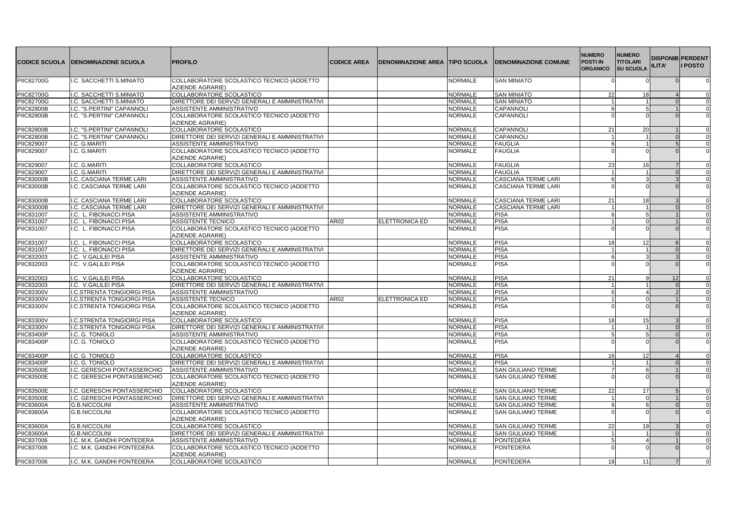| CODICE SCUOLA | DENOMINAZIONE SCUOLA | PROFILO | CODICE AREA | DENOMINAZIONE AREA | TIPO SCUOLA | DENOMINAZIONE COMUNE | NUMERO POSTI IN ORGANICO | NUMERO TITOLARI SU SCUOLA | DISPONIBILITA' | PERDENTI POSTO |
|---|---|---|---|---|---|---|---|---|---|---|
| PIIC82700G | I.C. SACCHETTI S.MINIATO | COLLABORATORE SCOLASTICO TECNICO (ADDETTO AZIENDE AGRARIE) | | | NORMALE | SAN MINIATO | 0 | 0 | 0 | 0 |
| PIIC82700G | I.C. SACCHETTI S.MINIATO | COLLABORATORE SCOLASTICO | | | NORMALE | SAN MINIATO | 22 | 18 | 4 | 0 |
| PIIC82700G | I.C. SACCHETTI S.MINIATO | DIRETTORE DEI SERVIZI GENERALI E AMMINISTRATIVI | | | NORMALE | SAN MINIATO | 1 | 1 | 0 | 0 |
| PIIC82800B | I.C. "S.PERTINI" CAPANNOLI | ASSISTENTE AMMINISTRATIVO | | | NORMALE | CAPANNOLI | 6 | 5 | 1 | 0 |
| PIIC82800B | I.C. "S.PERTINI" CAPANNOLI | COLLABORATORE SCOLASTICO TECNICO (ADDETTO AZIENDE AGRARIE) | | | NORMALE | CAPANNOLI | 0 | 0 | 0 | 0 |
| PIIC82800B | I.C. "S.PERTINI" CAPANNOLI | COLLABORATORE SCOLASTICO | | | NORMALE | CAPANNOLI | 21 | 20 | 1 | 0 |
| PIIC82800B | I.C. "S.PERTINI" CAPANNOLI | DIRETTORE DEI SERVIZI GENERALI E AMMINISTRATIVI | | | NORMALE | CAPANNOLI | 1 | 1 | 0 | 0 |
| PIIC829007 | I.C. G.MARITI | ASSISTENTE AMMINISTRATIVO | | | NORMALE | FAUGLIA | 6 | 1 | 5 | 0 |
| PIIC829007 | I.C. G.MARITI | COLLABORATORE SCOLASTICO TECNICO (ADDETTO AZIENDE AGRARIE) | | | NORMALE | FAUGLIA | 0 | 0 | 0 | 0 |
| PIIC829007 | I.C. G.MARITI | COLLABORATORE SCOLASTICO | | | NORMALE | FAUGLIA | 23 | 16 | 7 | 0 |
| PIIC829007 | I.C. G.MARITI | DIRETTORE DEI SERVIZI GENERALI E AMMINISTRATIVI | | | NORMALE | FAUGLIA | 1 | 1 | 0 | 0 |
| PIIC83000B | I.C. CASCIANA TERME LARI | ASSISTENTE AMMINISTRATIVO | | | NORMALE | CASCIANA TERME LARI | 6 | 3 | 3 | 0 |
| PIIC83000B | I.C. CASCIANA TERME LARI | COLLABORATORE SCOLASTICO TECNICO (ADDETTO AZIENDE AGRARIE) | | | NORMALE | CASCIANA TERME LARI | 0 | 0 | 0 | 0 |
| PIIC83000B | I.C. CASCIANA TERME LARI | COLLABORATORE SCOLASTICO | | | NORMALE | CASCIANA TERME LARI | 21 | 18 | 3 | 0 |
| PIIC83000B | I.C. CASCIANA TERME LARI | DIRETTORE DEI SERVIZI GENERALI E AMMINISTRATIVI | | | NORMALE | CASCIANA TERME LARI | 1 | 1 | 0 | 0 |
| PIIC831007 | I.C. L. FIBONACCI PISA | ASSISTENTE AMMINISTRATIVO | | | NORMALE | PISA | 6 | 5 | 1 | 0 |
| PIIC831007 | I.C. L. FIBONACCI PISA | ASSISTENTE TECNICO | AR02 | ELETTRONICA ED | NORMALE | PISA | 1 | 0 | 1 | 0 |
| PIIC831007 | I.C. L. FIBONACCI PISA | COLLABORATORE SCOLASTICO TECNICO (ADDETTO AZIENDE AGRARIE) | | | NORMALE | PISA | 0 | 0 | 0 | 0 |
| PIIC831007 | I.C. L. FIBONACCI PISA | COLLABORATORE SCOLASTICO | | | NORMALE | PISA | 18 | 12 | 6 | 0 |
| PIIC831007 | I.C. L. FIBONACCI PISA | DIRETTORE DEI SERVIZI GENERALI E AMMINISTRATIVI | | | NORMALE | PISA | 1 | 1 | 0 | 0 |
| PIIC832003 | I.C. V.GALILEI PISA | ASSISTENTE AMMINISTRATIVO | | | NORMALE | PISA | 6 | 3 | 3 | 0 |
| PIIC832003 | I.C. V.GALILEI PISA | COLLABORATORE SCOLASTICO TECNICO (ADDETTO AZIENDE AGRARIE) | | | NORMALE | PISA | 0 | 0 | 0 | 0 |
| PIIC832003 | I.C. V.GALILEI PISA | COLLABORATORE SCOLASTICO | | | NORMALE | PISA | 21 | 9 | 12 | 0 |
| PIIC832003 | I.C. V.GALILEI PISA | DIRETTORE DEI SERVIZI GENERALI E AMMINISTRATIVI | | | NORMALE | PISA | 1 | 1 | 0 | 0 |
| PIIC83300V | I.C.STRENTA TONGIORGI PISA | ASSISTENTE AMMINISTRATIVO | | | NORMALE | PISA | 6 | 4 | 2 | 0 |
| PIIC83300V | I.C.STRENTA TONGIORGI PISA | ASSISTENTE TECNICO | AR02 | ELETTRONICA ED | NORMALE | PISA | 1 | 0 | 1 | 0 |
| PIIC83300V | I.C.STRENTA TONGIORGI PISA | COLLABORATORE SCOLASTICO TECNICO (ADDETTO AZIENDE AGRARIE) | | | NORMALE | PISA | 0 | 0 | 0 | 0 |
| PIIC83300V | I.C.STRENTA TONGIORGI PISA | COLLABORATORE SCOLASTICO | | | NORMALE | PISA | 18 | 15 | 3 | 0 |
| PIIC83300V | I.C.STRENTA TONGIORGI PISA | DIRETTORE DEI SERVIZI GENERALI E AMMINISTRATIVI | | | NORMALE | PISA | 1 | 1 | 0 | 0 |
| PIIC83400P | I.C. G. TONIOLO | ASSISTENTE AMMINISTRATIVO | | | NORMALE | PISA | 5 | 5 | 0 | 0 |
| PIIC83400P | I.C. G. TONIOLO | COLLABORATORE SCOLASTICO TECNICO (ADDETTO AZIENDE AGRARIE) | | | NORMALE | PISA | 0 | 0 | 0 | 0 |
| PIIC83400P | I.C. G. TONIOLO | COLLABORATORE SCOLASTICO | | | NORMALE | PISA | 16 | 12 | 4 | 0 |
| PIIC83400P | I.C. G. TONIOLO | DIRETTORE DEI SERVIZI GENERALI E AMMINISTRATIVI | | | NORMALE | PISA | 1 | 1 | 0 | 0 |
| PIIC83500E | I.C. GERESCHI PONTASSERCHIO | ASSISTENTE AMMINISTRATIVO | | | NORMALE | SAN GIULIANO TERME | 7 | 6 | 1 | 0 |
| PIIC83500E | I.C. GERESCHI PONTASSERCHIO | COLLABORATORE SCOLASTICO TECNICO (ADDETTO AZIENDE AGRARIE) | | | NORMALE | SAN GIULIANO TERME | 0 | 0 | 0 | 0 |
| PIIC83500E | I.C. GERESCHI PONTASSERCHIO | COLLABORATORE SCOLASTICO | | | NORMALE | SAN GIULIANO TERME | 22 | 17 | 5 | 0 |
| PIIC83500E | I.C. GERESCHI PONTASSERCHIO | DIRETTORE DEI SERVIZI GENERALI E AMMINISTRATIVI | | | NORMALE | SAN GIULIANO TERME | 1 | 0 | 1 | 0 |
| PIIC83600A | G.B.NICCOLINI | ASSISTENTE AMMINISTRATIVO | | | NORMALE | SAN GIULIANO TERME | 6 | 6 | 0 | 0 |
| PIIC83600A | G.B.NICCOLINI | COLLABORATORE SCOLASTICO TECNICO (ADDETTO AZIENDE AGRARIE) | | | NORMALE | SAN GIULIANO TERME | 0 | 0 | 0 | 0 |
| PIIC83600A | G.B.NICCOLINI | COLLABORATORE SCOLASTICO | | | NORMALE | SAN GIULIANO TERME | 22 | 19 | 3 | 0 |
| PIIC83600A | G.B.NICCOLINI | DIRETTORE DEI SERVIZI GENERALI E AMMINISTRATIVI | | | NORMALE | SAN GIULIANO TERME | 1 | 1 | 0 | 0 |
| PIIC837006 | I.C. M.K. GANDHI PONTEDERA | ASSISTENTE AMMINISTRATIVO | | | NORMALE | PONTEDERA | 5 | 4 | 1 | 0 |
| PIIC837006 | I.C. M.K. GANDHI PONTEDERA | COLLABORATORE SCOLASTICO TECNICO (ADDETTO AZIENDE AGRARIE) | | | NORMALE | PONTEDERA | 0 | 0 | 0 | 0 |
| PIIC837006 | I.C. M.K. GANDHI PONTEDERA | COLLABORATORE SCOLASTICO | | | NORMALE | PONTEDERA | 18 | 11 | 7 | 0 |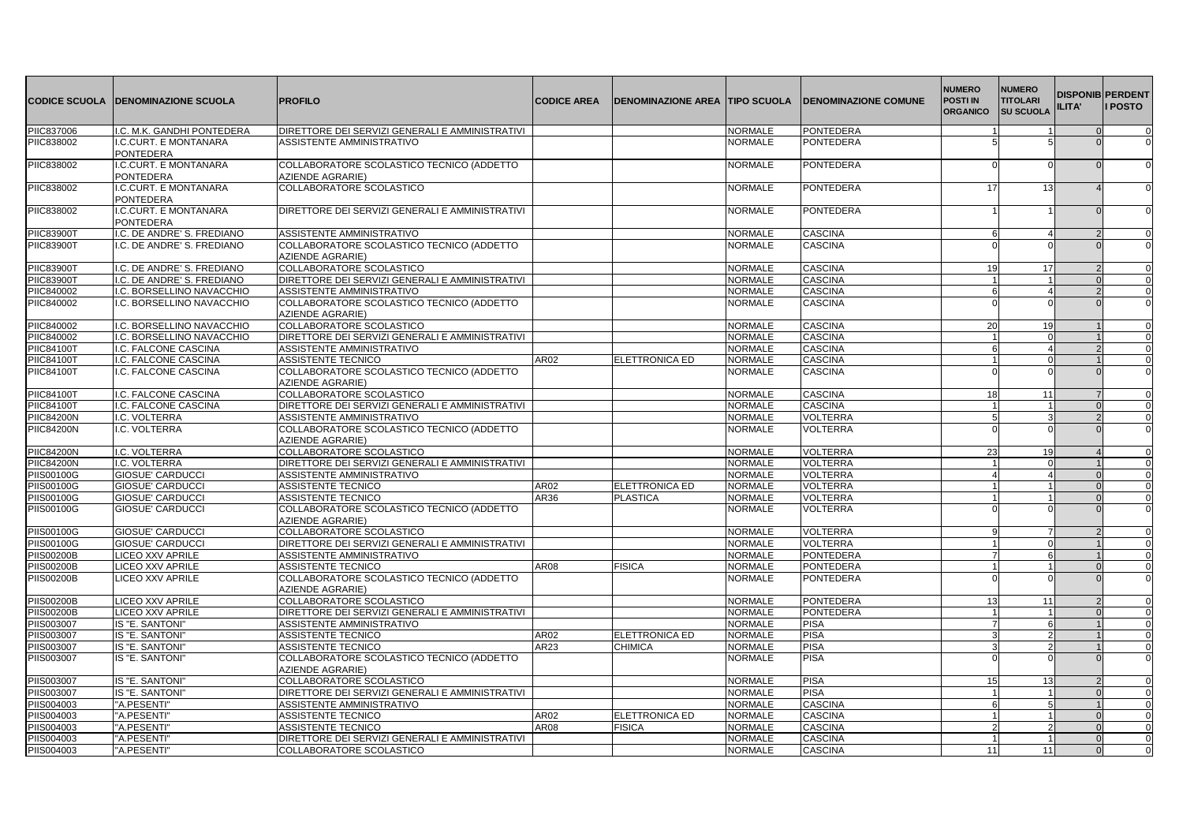| CODICE SCUOLA | DENOMINAZIONE SCUOLA | PROFILO | CODICE AREA | DENOMINAZIONE AREA | TIPO SCUOLA | DENOMINAZIONE COMUNE | NUMERO POSTI IN ORGANICO | NUMERO TITOLARI SU SCUOLA | DISPONIBILITA' | PERDENTI POSTO |
|---|---|---|---|---|---|---|---|---|---|---|
| PIIC837006 | I.C. M.K. GANDHI PONTEDERA | DIRETTORE DEI SERVIZI GENERALI E AMMINISTRATIVI | | | NORMALE | PONTEDERA | 1 | 1 | 0 | 0 |
| PIIC838002 | I.C.CURT. E MONTANARA PONTEDERA | ASSISTENTE AMMINISTRATIVO | | | NORMALE | PONTEDERA | 5 | 5 | 0 | 0 |
| PIIC838002 | I.C.CURT. E MONTANARA PONTEDERA | COLLABORATORE SCOLASTICO TECNICO (ADDETTO AZIENDE AGRARIE) | | | NORMALE | PONTEDERA | 0 | 0 | 0 | 0 |
| PIIC838002 | I.C.CURT. E MONTANARA PONTEDERA | COLLABORATORE SCOLASTICO | | | NORMALE | PONTEDERA | 17 | 13 | 4 | 0 |
| PIIC838002 | I.C.CURT. E MONTANARA PONTEDERA | DIRETTORE DEI SERVIZI GENERALI E AMMINISTRATIVI | | | NORMALE | PONTEDERA | 1 | 1 | 0 | 0 |
| PIIC83900T | I.C. DE ANDRE' S. FREDIANO | ASSISTENTE AMMINISTRATIVO | | | NORMALE | CASCINA | 6 | 4 | 2 | 0 |
| PIIC83900T | I.C. DE ANDRE' S. FREDIANO | COLLABORATORE SCOLASTICO TECNICO (ADDETTO AZIENDE AGRARIE) | | | NORMALE | CASCINA | 0 | 0 | 0 | 0 |
| PIIC83900T | I.C. DE ANDRE' S. FREDIANO | COLLABORATORE SCOLASTICO | | | NORMALE | CASCINA | 19 | 17 | 2 | 0 |
| PIIC83900T | I.C. DE ANDRE' S. FREDIANO | DIRETTORE DEI SERVIZI GENERALI E AMMINISTRATIVI | | | NORMALE | CASCINA | 1 | 1 | 0 | 0 |
| PIIC840002 | I.C. BORSELLINO NAVACCHIO | ASSISTENTE AMMINISTRATIVO | | | NORMALE | CASCINA | 6 | 4 | 2 | 0 |
| PIIC840002 | I.C. BORSELLINO NAVACCHIO | COLLABORATORE SCOLASTICO TECNICO (ADDETTO AZIENDE AGRARIE) | | | NORMALE | CASCINA | 0 | 0 | 0 | 0 |
| PIIC840002 | I.C. BORSELLINO NAVACCHIO | COLLABORATORE SCOLASTICO | | | NORMALE | CASCINA | 20 | 19 | 1 | 0 |
| PIIC840002 | I.C. BORSELLINO NAVACCHIO | DIRETTORE DEI SERVIZI GENERALI E AMMINISTRATIVI | | | NORMALE | CASCINA | 1 | 0 | 1 | 0 |
| PIIC84100T | I.C. FALCONE CASCINA | ASSISTENTE AMMINISTRATIVO | | | NORMALE | CASCINA | 6 | 4 | 2 | 0 |
| PIIC84100T | I.C. FALCONE CASCINA | ASSISTENTE TECNICO | AR02 | ELETTRONICA ED | NORMALE | CASCINA | 1 | 0 | 1 | 0 |
| PIIC84100T | I.C. FALCONE CASCINA | COLLABORATORE SCOLASTICO TECNICO (ADDETTO AZIENDE AGRARIE) | | | NORMALE | CASCINA | 0 | 0 | 0 | 0 |
| PIIC84100T | I.C. FALCONE CASCINA | COLLABORATORE SCOLASTICO | | | NORMALE | CASCINA | 18 | 11 | 7 | 0 |
| PIIC84100T | I.C. FALCONE CASCINA | DIRETTORE DEI SERVIZI GENERALI E AMMINISTRATIVI | | | NORMALE | CASCINA | 1 | 1 | 0 | 0 |
| PIIC84200N | I.C. VOLTERRA | ASSISTENTE AMMINISTRATIVO | | | NORMALE | VOLTERRA | 5 | 3 | 2 | 0 |
| PIIC84200N | I.C. VOLTERRA | COLLABORATORE SCOLASTICO TECNICO (ADDETTO AZIENDE AGRARIE) | | | NORMALE | VOLTERRA | 0 | 0 | 0 | 0 |
| PIIC84200N | I.C. VOLTERRA | COLLABORATORE SCOLASTICO | | | NORMALE | VOLTERRA | 23 | 19 | 4 | 0 |
| PIIC84200N | I.C. VOLTERRA | DIRETTORE DEI SERVIZI GENERALI E AMMINISTRATIVI | | | NORMALE | VOLTERRA | 1 | 0 | 1 | 0 |
| PIIS00100G | GIOSUE' CARDUCCI | ASSISTENTE AMMINISTRATIVO | | | NORMALE | VOLTERRA | 4 | 4 | 0 | 0 |
| PIIS00100G | GIOSUE' CARDUCCI | ASSISTENTE TECNICO | AR02 | ELETTRONICA ED | NORMALE | VOLTERRA | 1 | 1 | 0 | 0 |
| PIIS00100G | GIOSUE' CARDUCCI | ASSISTENTE TECNICO | AR36 | PLASTICA | NORMALE | VOLTERRA | 1 | 1 | 0 | 0 |
| PIIS00100G | GIOSUE' CARDUCCI | COLLABORATORE SCOLASTICO TECNICO (ADDETTO AZIENDE AGRARIE) | | | NORMALE | VOLTERRA | 0 | 0 | 0 | 0 |
| PIIS00100G | GIOSUE' CARDUCCI | COLLABORATORE SCOLASTICO | | | NORMALE | VOLTERRA | 9 | 7 | 2 | 0 |
| PIIS00100G | GIOSUE' CARDUCCI | DIRETTORE DEI SERVIZI GENERALI E AMMINISTRATIVI | | | NORMALE | VOLTERRA | 1 | 0 | 1 | 0 |
| PIIS00200B | LICEO XXV APRILE | ASSISTENTE AMMINISTRATIVO | | | NORMALE | PONTEDERA | 7 | 6 | 1 | 0 |
| PIIS00200B | LICEO XXV APRILE | ASSISTENTE TECNICO | AR08 | FISICA | NORMALE | PONTEDERA | 1 | 1 | 0 | 0 |
| PIIS00200B | LICEO XXV APRILE | COLLABORATORE SCOLASTICO TECNICO (ADDETTO AZIENDE AGRARIE) | | | NORMALE | PONTEDERA | 0 | 0 | 0 | 0 |
| PIIS00200B | LICEO XXV APRILE | COLLABORATORE SCOLASTICO | | | NORMALE | PONTEDERA | 13 | 11 | 2 | 0 |
| PIIS00200B | LICEO XXV APRILE | DIRETTORE DEI SERVIZI GENERALI E AMMINISTRATIVI | | | NORMALE | PONTEDERA | 1 | 1 | 0 | 0 |
| PIIS003007 | IS "E. SANTONI" | ASSISTENTE AMMINISTRATIVO | | | NORMALE | PISA | 7 | 6 | 1 | 0 |
| PIIS003007 | IS "E. SANTONI" | ASSISTENTE TECNICO | AR02 | ELETTRONICA ED | NORMALE | PISA | 3 | 2 | 1 | 0 |
| PIIS003007 | IS "E. SANTONI" | ASSISTENTE TECNICO | AR23 | CHIMICA | NORMALE | PISA | 3 | 2 | 1 | 0 |
| PIIS003007 | IS "E. SANTONI" | COLLABORATORE SCOLASTICO TECNICO (ADDETTO AZIENDE AGRARIE) | | | NORMALE | PISA | 0 | 0 | 0 | 0 |
| PIIS003007 | IS "E. SANTONI" | COLLABORATORE SCOLASTICO | | | NORMALE | PISA | 15 | 13 | 2 | 0 |
| PIIS003007 | IS "E. SANTONI" | DIRETTORE DEI SERVIZI GENERALI E AMMINISTRATIVI | | | NORMALE | PISA | 1 | 1 | 0 | 0 |
| PIIS004003 | "A.PESENTI" | ASSISTENTE AMMINISTRATIVO | | | NORMALE | CASCINA | 6 | 5 | 1 | 0 |
| PIIS004003 | "A.PESENTI" | ASSISTENTE TECNICO | AR02 | ELETTRONICA ED | NORMALE | CASCINA | 1 | 1 | 0 | 0 |
| PIIS004003 | "A.PESENTI" | ASSISTENTE TECNICO | AR08 | FISICA | NORMALE | CASCINA | 2 | 2 | 0 | 0 |
| PIIS004003 | "A.PESENTI" | DIRETTORE DEI SERVIZI GENERALI E AMMINISTRATIVI | | | NORMALE | CASCINA | 1 | 1 | 0 | 0 |
| PIIS004003 | "A.PESENTI" | COLLABORATORE SCOLASTICO | | | NORMALE | CASCINA | 11 | 11 | 0 | 0 |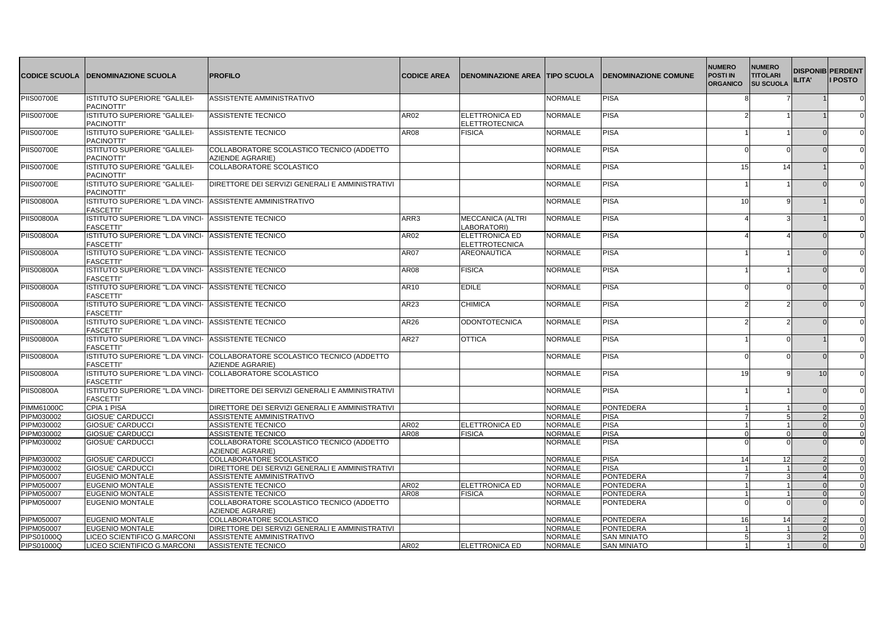| CODICE SCUOLA | DENOMINAZIONE SCUOLA | PROFILO | CODICE AREA | DENOMINAZIONE AREA | TIPO SCUOLA | DENOMINAZIONE COMUNE | NUMERO POSTI IN ORGANICO | NUMERO TITOLARI SU SCUOLA | DISPONIBILITA' | PERDENTI POSTO |
|---|---|---|---|---|---|---|---|---|---|---|
| PIIS00700E | ISTITUTO SUPERIORE "GALILEI-PACINOTTI" | ASSISTENTE AMMINISTRATIVO | | | NORMALE | PISA | 8 | 7 | 1 | 0 |
| PIIS00700E | ISTITUTO SUPERIORE "GALILEI-PACINOTTI" | ASSISTENTE TECNICO | AR02 | ELETTRONICA ED ELETTROTECNICA | NORMALE | PISA | 2 | 1 | 1 | 0 |
| PIIS00700E | ISTITUTO SUPERIORE "GALILEI-PACINOTTI" | ASSISTENTE TECNICO | AR08 | FISICA | NORMALE | PISA | 1 | 1 | 0 | 0 |
| PIIS00700E | ISTITUTO SUPERIORE "GALILEI-PACINOTTI" | COLLABORATORE SCOLASTICO TECNICO (ADDETTO AZIENDE AGRARIE) | | | NORMALE | PISA | 0 | 0 | 0 | 0 |
| PIIS00700E | ISTITUTO SUPERIORE "GALILEI-PACINOTTI" | COLLABORATORE SCOLASTICO | | | NORMALE | PISA | 15 | 14 | 1 | 0 |
| PIIS00700E | ISTITUTO SUPERIORE "GALILEI-PACINOTTI" | DIRETTORE DEI SERVIZI GENERALI E AMMINISTRATIVI | | | NORMALE | PISA | 1 | 1 | 0 | 0 |
| PIIS00800A | ISTITUTO SUPERIORE "L.DA VINCI-FASCETTI" | ASSISTENTE AMMINISTRATIVO | | | NORMALE | PISA | 10 | 9 | 1 | 0 |
| PIIS00800A | ISTITUTO SUPERIORE "L.DA VINCI-FASCETTI" | ASSISTENTE TECNICO | ARR3 | MECCANICA (ALTRI LABORATORI) | NORMALE | PISA | 4 | 3 | 1 | 0 |
| PIIS00800A | ISTITUTO SUPERIORE "L.DA VINCI-FASCETTI" | ASSISTENTE TECNICO | AR02 | ELETTRONICA ED ELETTROTECNICA | NORMALE | PISA | 4 | 4 | 0 | 0 |
| PIIS00800A | ISTITUTO SUPERIORE "L.DA VINCI-FASCETTI" | ASSISTENTE TECNICO | AR07 | AREONAUTICA | NORMALE | PISA | 1 | 1 | 0 | 0 |
| PIIS00800A | ISTITUTO SUPERIORE "L.DA VINCI-FASCETTI" | ASSISTENTE TECNICO | AR08 | FISICA | NORMALE | PISA | 1 | 1 | 0 | 0 |
| PIIS00800A | ISTITUTO SUPERIORE "L.DA VINCI-FASCETTI" | ASSISTENTE TECNICO | AR10 | EDILE | NORMALE | PISA | 0 | 0 | 0 | 0 |
| PIIS00800A | ISTITUTO SUPERIORE "L.DA VINCI-FASCETTI" | ASSISTENTE TECNICO | AR23 | CHIMICA | NORMALE | PISA | 2 | 2 | 0 | 0 |
| PIIS00800A | ISTITUTO SUPERIORE "L.DA VINCI-FASCETTI" | ASSISTENTE TECNICO | AR26 | ODONTOTECNICA | NORMALE | PISA | 2 | 2 | 0 | 0 |
| PIIS00800A | ISTITUTO SUPERIORE "L.DA VINCI-FASCETTI" | ASSISTENTE TECNICO | AR27 | OTTICA | NORMALE | PISA | 1 | 0 | 1 | 0 |
| PIIS00800A | ISTITUTO SUPERIORE "L.DA VINCI-FASCETTI" | COLLABORATORE SCOLASTICO TECNICO (ADDETTO AZIENDE AGRARIE) | | | NORMALE | PISA | 0 | 0 | 0 | 0 |
| PIIS00800A | ISTITUTO SUPERIORE "L.DA VINCI-FASCETTI" | COLLABORATORE SCOLASTICO | | | NORMALE | PISA | 19 | 9 | 10 | 0 |
| PIIS00800A | ISTITUTO SUPERIORE "L.DA VINCI-FASCETTI" | DIRETTORE DEI SERVIZI GENERALI E AMMINISTRATIVI | | | NORMALE | PISA | 1 | 1 | 0 | 0 |
| PIMM61000C | CPIA 1 PISA | DIRETTORE DEI SERVIZI GENERALI E AMMINISTRATIVI | | | NORMALE | PONTEDERA | 1 | 1 | 0 | 0 |
| PIPM030002 | GIOSUE' CARDUCCI | ASSISTENTE AMMINISTRATIVO | | | NORMALE | PISA | 7 | 5 | 2 | 0 |
| PIPM030002 | GIOSUE' CARDUCCI | ASSISTENTE TECNICO | AR02 | ELETTRONICA ED | NORMALE | PISA | 1 | 1 | 0 | 0 |
| PIPM030002 | GIOSUE' CARDUCCI | ASSISTENTE TECNICO | AR08 | FISICA | NORMALE | PISA | 0 | 0 | 0 | 0 |
| PIPM030002 | GIOSUE' CARDUCCI | COLLABORATORE SCOLASTICO TECNICO (ADDETTO AZIENDE AGRARIE) | | | NORMALE | PISA | 0 | 0 | 0 | 0 |
| PIPM030002 | GIOSUE' CARDUCCI | COLLABORATORE SCOLASTICO | | | NORMALE | PISA | 14 | 12 | 2 | 0 |
| PIPM030002 | GIOSUE' CARDUCCI | DIRETTORE DEI SERVIZI GENERALI E AMMINISTRATIVI | | | NORMALE | PISA | 1 | 1 | 0 | 0 |
| PIPM050007 | EUGENIO MONTALE | ASSISTENTE AMMINISTRATIVO | | | NORMALE | PONTEDERA | 7 | 3 | 4 | 0 |
| PIPM050007 | EUGENIO MONTALE | ASSISTENTE TECNICO | AR02 | ELETTRONICA ED | NORMALE | PONTEDERA | 1 | 1 | 0 | 0 |
| PIPM050007 | EUGENIO MONTALE | ASSISTENTE TECNICO | AR08 | FISICA | NORMALE | PONTEDERA | 1 | 1 | 0 | 0 |
| PIPM050007 | EUGENIO MONTALE | COLLABORATORE SCOLASTICO TECNICO (ADDETTO AZIENDE AGRARIE) | | | NORMALE | PONTEDERA | 0 | 0 | 0 | 0 |
| PIPM050007 | EUGENIO MONTALE | COLLABORATORE SCOLASTICO | | | NORMALE | PONTEDERA | 16 | 14 | 2 | 0 |
| PIPM050007 | EUGENIO MONTALE | DIRETTORE DEI SERVIZI GENERALI E AMMINISTRATIVI | | | NORMALE | PONTEDERA | 1 | 1 | 0 | 0 |
| PIPS01000Q | LICEO SCIENTIFICO G.MARCONI | ASSISTENTE AMMINISTRATIVO | | | NORMALE | SAN MINIATO | 5 | 3 | 2 | 0 |
| PIPS01000Q | LICEO SCIENTIFICO G.MARCONI | ASSISTENTE TECNICO | AR02 | ELETTRONICA ED | NORMALE | SAN MINIATO | 1 | 1 | 0 | 0 |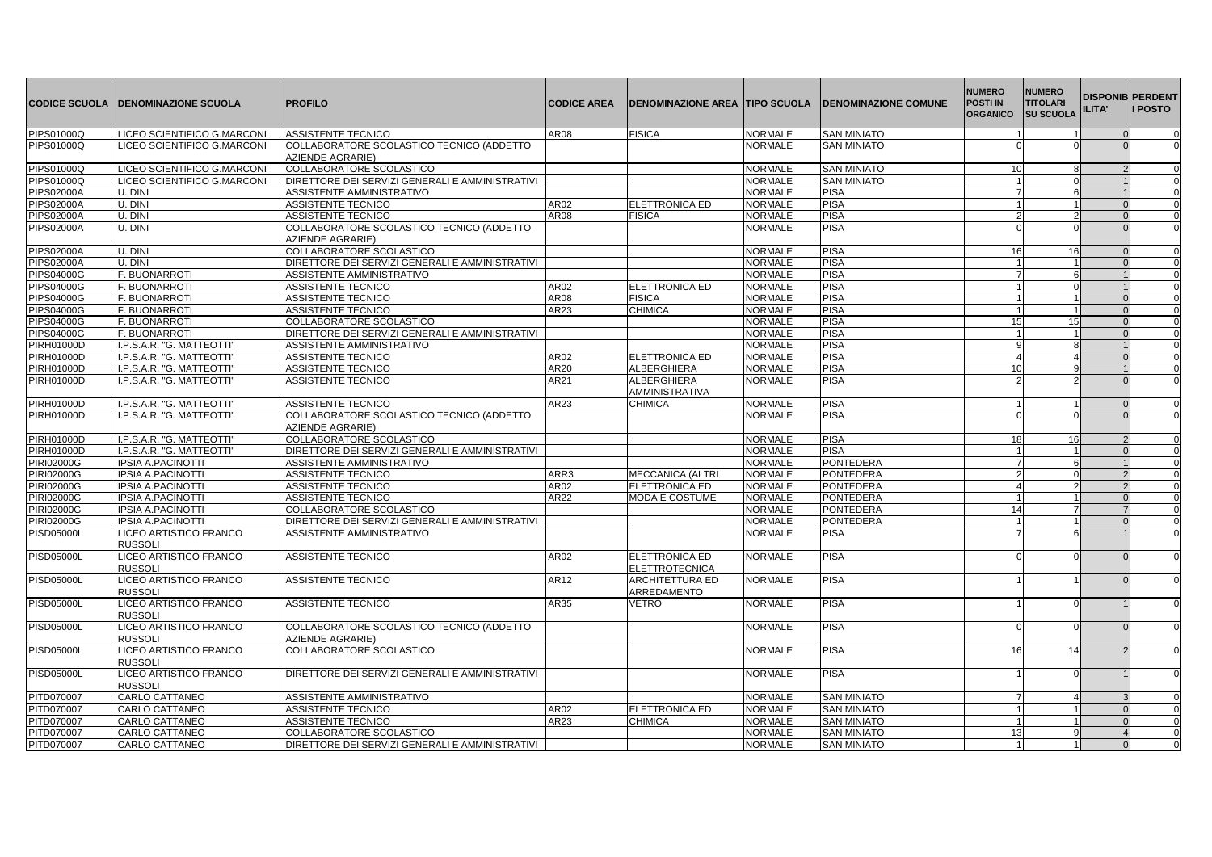| CODICE SCUOLA | DENOMINAZIONE SCUOLA | PROFILO | CODICE AREA | DENOMINAZIONE AREA | TIPO SCUOLA | DENOMINAZIONE COMUNE | NUMERO POSTI IN ORGANICO | NUMERO TITOLARI SU SCUOLA | DISPONIBILITA' | PERDENTI POSTO |
|---|---|---|---|---|---|---|---|---|---|---|
| PIPS01000Q | LICEO SCIENTIFICO G.MARCONI | ASSISTENTE TECNICO | AR08 | FISICA | NORMALE | SAN MINIATO | 1 | 1 | 0 | 0 |
| PIPS01000Q | LICEO SCIENTIFICO G.MARCONI | COLLABORATORE SCOLASTICO TECNICO (ADDETTO AZIENDE AGRARIE) | | | NORMALE | SAN MINIATO | 0 | 0 | 0 | 0 |
| PIPS01000Q | LICEO SCIENTIFICO G.MARCONI | COLLABORATORE SCOLASTICO | | | NORMALE | SAN MINIATO | 10 | 8 | 2 | 0 |
| PIPS01000Q | LICEO SCIENTIFICO G.MARCONI | DIRETTORE DEI SERVIZI GENERALI E AMMINISTRATIVI | | | NORMALE | SAN MINIATO | 1 | 0 | 1 | 0 |
| PIPS02000A | U. DINI | ASSISTENTE AMMINISTRATIVO | | | NORMALE | PISA | 7 | 6 | 1 | 0 |
| PIPS02000A | U. DINI | ASSISTENTE TECNICO | AR02 | ELETTRONICA ED | NORMALE | PISA | 1 | 1 | 0 | 0 |
| PIPS02000A | U. DINI | ASSISTENTE TECNICO | AR08 | FISICA | NORMALE | PISA | 2 | 2 | 0 | 0 |
| PIPS02000A | U. DINI | COLLABORATORE SCOLASTICO TECNICO (ADDETTO AZIENDE AGRARIE) | | | NORMALE | PISA | 0 | 0 | 0 | 0 |
| PIPS02000A | U. DINI | COLLABORATORE SCOLASTICO | | | NORMALE | PISA | 16 | 16 | 0 | 0 |
| PIPS02000A | U. DINI | DIRETTORE DEI SERVIZI GENERALI E AMMINISTRATIVI | | | NORMALE | PISA | 1 | 1 | 0 | 0 |
| PIPS04000G | F. BUONARROTI | ASSISTENTE AMMINISTRATIVO | | | NORMALE | PISA | 7 | 6 | 1 | 0 |
| PIPS04000G | F. BUONARROTI | ASSISTENTE TECNICO | AR02 | ELETTRONICA ED | NORMALE | PISA | 1 | 0 | 1 | 0 |
| PIPS04000G | F. BUONARROTI | ASSISTENTE TECNICO | AR08 | FISICA | NORMALE | PISA | 1 | 1 | 0 | 0 |
| PIPS04000G | F. BUONARROTI | ASSISTENTE TECNICO | AR23 | CHIMICA | NORMALE | PISA | 1 | 1 | 0 | 0 |
| PIPS04000G | F. BUONARROTI | COLLABORATORE SCOLASTICO | | | NORMALE | PISA | 15 | 15 | 0 | 0 |
| PIPS04000G | F. BUONARROTI | DIRETTORE DEI SERVIZI GENERALI E AMMINISTRATIVI | | | NORMALE | PISA | 1 | 1 | 0 | 0 |
| PIRH01000D | I.P.S.A.R. "G. MATTEOTTI" | ASSISTENTE AMMINISTRATIVO | | | NORMALE | PISA | 9 | 8 | 1 | 0 |
| PIRH01000D | I.P.S.A.R. "G. MATTEOTTI" | ASSISTENTE TECNICO | AR02 | ELETTRONICA ED | NORMALE | PISA | 4 | 4 | 0 | 0 |
| PIRH01000D | I.P.S.A.R. "G. MATTEOTTI" | ASSISTENTE TECNICO | AR20 | ALBERGHIERA | NORMALE | PISA | 10 | 9 | 1 | 0 |
| PIRH01000D | I.P.S.A.R. "G. MATTEOTTI" | ASSISTENTE TECNICO | AR21 | ALBERGHIERA AMMINISTRATIVA | NORMALE | PISA | 2 | 2 | 0 | 0 |
| PIRH01000D | I.P.S.A.R. "G. MATTEOTTI" | ASSISTENTE TECNICO | AR23 | CHIMICA | NORMALE | PISA | 1 | 1 | 0 | 0 |
| PIRH01000D | I.P.S.A.R. "G. MATTEOTTI" | COLLABORATORE SCOLASTICO TECNICO (ADDETTO AZIENDE AGRARIE) | | | NORMALE | PISA | 0 | 0 | 0 | 0 |
| PIRH01000D | I.P.S.A.R. "G. MATTEOTTI" | COLLABORATORE SCOLASTICO | | | NORMALE | PISA | 18 | 16 | 2 | 0 |
| PIRH01000D | I.P.S.A.R. "G. MATTEOTTI" | DIRETTORE DEI SERVIZI GENERALI E AMMINISTRATIVI | | | NORMALE | PISA | 1 | 1 | 0 | 0 |
| PIRI02000G | IPSIA A.PACINOTTI | ASSISTENTE AMMINISTRATIVO | | | NORMALE | PONTEDERA | 7 | 6 | 1 | 0 |
| PIRI02000G | IPSIA A.PACINOTTI | ASSISTENTE TECNICO | ARR3 | MECCANICA (ALTRI | NORMALE | PONTEDERA | 2 | 0 | 2 | 0 |
| PIRI02000G | IPSIA A.PACINOTTI | ASSISTENTE TECNICO | AR02 | ELETTRONICA ED | NORMALE | PONTEDERA | 4 | 2 | 2 | 0 |
| PIRI02000G | IPSIA A.PACINOTTI | ASSISTENTE TECNICO | AR22 | MODA E COSTUME | NORMALE | PONTEDERA | 1 | 1 | 0 | 0 |
| PIRI02000G | IPSIA A.PACINOTTI | COLLABORATORE SCOLASTICO | | | NORMALE | PONTEDERA | 14 | 7 | 7 | 0 |
| PIRI02000G | IPSIA A.PACINOTTI | DIRETTORE DEI SERVIZI GENERALI E AMMINISTRATIVI | | | NORMALE | PONTEDERA | 1 | 1 | 0 | 0 |
| PISD05000L | LICEO ARTISTICO FRANCO RUSSOLI | ASSISTENTE AMMINISTRATIVO | | | NORMALE | PISA | 7 | 6 | 1 | 0 |
| PISD05000L | LICEO ARTISTICO FRANCO RUSSOLI | ASSISTENTE TECNICO | AR02 | ELETTRONICA ED ELETTROTECNICA | NORMALE | PISA | 0 | 0 | 0 | 0 |
| PISD05000L | LICEO ARTISTICO FRANCO RUSSOLI | ASSISTENTE TECNICO | AR12 | ARCHITETTURA ED ARREDAMENTO | NORMALE | PISA | 1 | 1 | 0 | 0 |
| PISD05000L | LICEO ARTISTICO FRANCO RUSSOLI | ASSISTENTE TECNICO | AR35 | VETRO | NORMALE | PISA | 1 | 0 | 1 | 0 |
| PISD05000L | LICEO ARTISTICO FRANCO RUSSOLI | COLLABORATORE SCOLASTICO TECNICO (ADDETTO AZIENDE AGRARIE) | | | NORMALE | PISA | 0 | 0 | 0 | 0 |
| PISD05000L | LICEO ARTISTICO FRANCO RUSSOLI | COLLABORATORE SCOLASTICO | | | NORMALE | PISA | 16 | 14 | 2 | 0 |
| PISD05000L | LICEO ARTISTICO FRANCO RUSSOLI | DIRETTORE DEI SERVIZI GENERALI E AMMINISTRATIVI | | | NORMALE | PISA | 1 | 0 | 1 | 0 |
| PITD070007 | CARLO CATTANEO | ASSISTENTE AMMINISTRATIVO | | | NORMALE | SAN MINIATO | 7 | 4 | 3 | 0 |
| PITD070007 | CARLO CATTANEO | ASSISTENTE TECNICO | AR02 | ELETTRONICA ED | NORMALE | SAN MINIATO | 1 | 1 | 0 | 0 |
| PITD070007 | CARLO CATTANEO | ASSISTENTE TECNICO | AR23 | CHIMICA | NORMALE | SAN MINIATO | 1 | 1 | 0 | 0 |
| PITD070007 | CARLO CATTANEO | COLLABORATORE SCOLASTICO | | | NORMALE | SAN MINIATO | 13 | 9 | 4 | 0 |
| PITD070007 | CARLO CATTANEO | DIRETTORE DEI SERVIZI GENERALI E AMMINISTRATIVI | | | NORMALE | SAN MINIATO | 1 | 1 | 0 | 0 |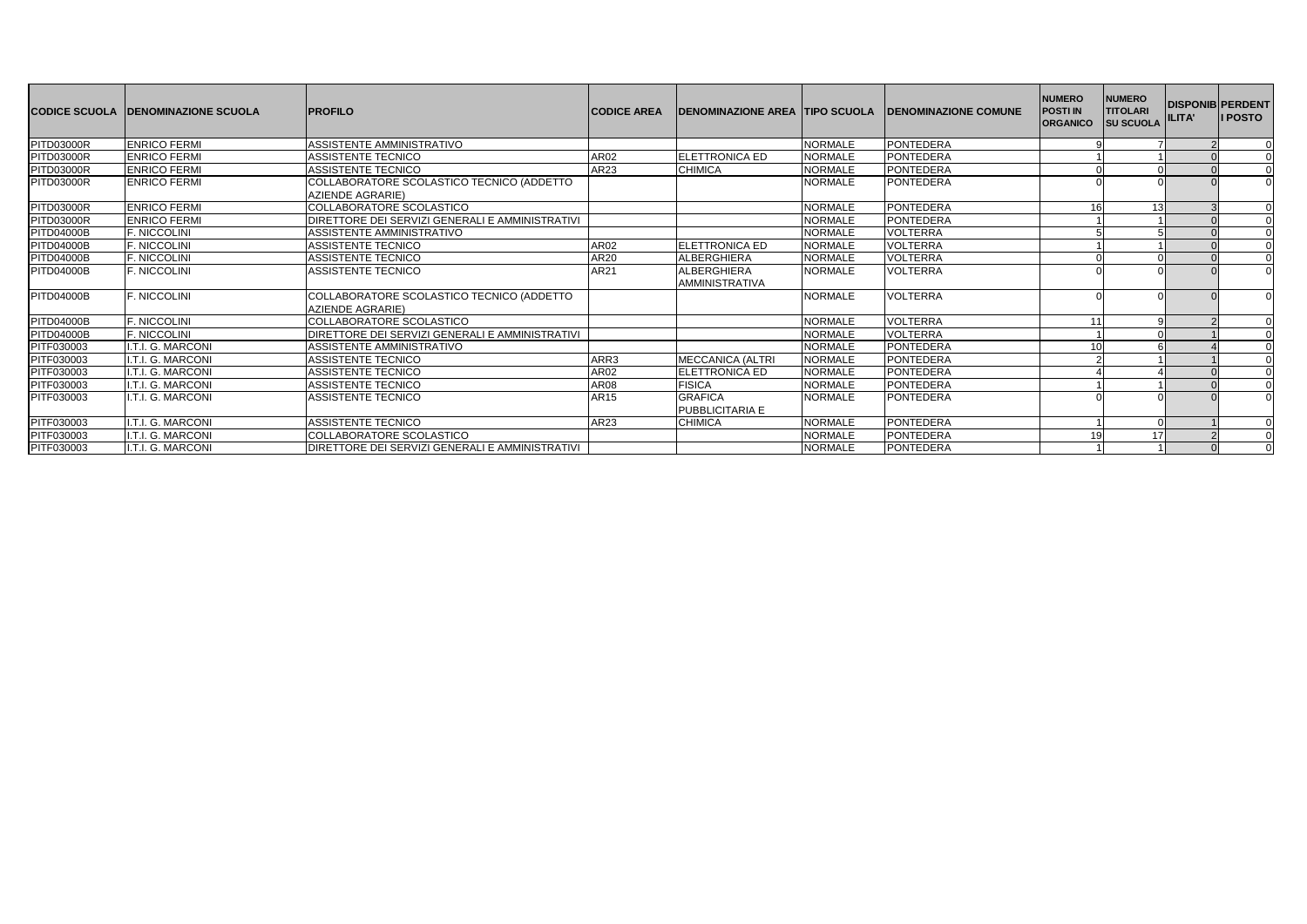| CODICE SCUOLA | DENOMINAZIONE SCUOLA | PROFILO | CODICE AREA | DENOMINAZIONE AREA | TIPO SCUOLA | DENOMINAZIONE COMUNE | NUMERO POSTI IN ORGANICO | NUMERO TITOLARI SU SCUOLA | DISPONIBILITA' | PERDENTI POSTO |
|---|---|---|---|---|---|---|---|---|---|---|
| PITD03000R | ENRICO FERMI | ASSISTENTE AMMINISTRATIVO | | | NORMALE | PONTEDERA | 9 | 7 | 2 | 0 |
| PITD03000R | ENRICO FERMI | ASSISTENTE TECNICO | AR02 | ELETTRONICA ED | NORMALE | PONTEDERA | 1 | 1 | 0 | 0 |
| PITD03000R | ENRICO FERMI | ASSISTENTE TECNICO | AR23 | CHIMICA | NORMALE | PONTEDERA | 0 | 0 | 0 | 0 |
| PITD03000R | ENRICO FERMI | COLLABORATORE SCOLASTICO TECNICO (ADDETTO AZIENDE AGRARIE) | | | NORMALE | PONTEDERA | 0 | 0 | 0 | 0 |
| PITD03000R | ENRICO FERMI | COLLABORATORE SCOLASTICO | | | NORMALE | PONTEDERA | 16 | 13 | 3 | 0 |
| PITD03000R | ENRICO FERMI | DIRETTORE DEI SERVIZI GENERALI E AMMINISTRATIVI | | | NORMALE | PONTEDERA | 1 | 1 | 0 | 0 |
| PITD04000B | F. NICCOLINI | ASSISTENTE AMMINISTRATIVO | | | NORMALE | VOLTERRA | 5 | 5 | 0 | 0 |
| PITD04000B | F. NICCOLINI | ASSISTENTE TECNICO | AR02 | ELETTRONICA ED | NORMALE | VOLTERRA | 1 | 1 | 0 | 0 |
| PITD04000B | F. NICCOLINI | ASSISTENTE TECNICO | AR20 | ALBERGHIERA | NORMALE | VOLTERRA | 0 | 0 | 0 | 0 |
| PITD04000B | F. NICCOLINI | ASSISTENTE TECNICO | AR21 | ALBERGHIERA AMMINISTRATIVA | NORMALE | VOLTERRA | 0 | 0 | 0 | 0 |
| PITD04000B | F. NICCOLINI | COLLABORATORE SCOLASTICO TECNICO (ADDETTO AZIENDE AGRARIE) | | | NORMALE | VOLTERRA | 0 | 0 | 0 | 0 |
| PITD04000B | F. NICCOLINI | COLLABORATORE SCOLASTICO | | | NORMALE | VOLTERRA | 11 | 9 | 2 | 0 |
| PITD04000B | F. NICCOLINI | DIRETTORE DEI SERVIZI GENERALI E AMMINISTRATIVI | | | NORMALE | VOLTERRA | 1 | 0 | 1 | 0 |
| PITF030003 | I.T.I. G. MARCONI | ASSISTENTE AMMINISTRATIVO | | | NORMALE | PONTEDERA | 10 | 6 | 4 | 0 |
| PITF030003 | I.T.I. G. MARCONI | ASSISTENTE TECNICO | ARR3 | MECCANICA (ALTRI | NORMALE | PONTEDERA | 2 | 1 | 1 | 0 |
| PITF030003 | I.T.I. G. MARCONI | ASSISTENTE TECNICO | AR02 | ELETTRONICA ED | NORMALE | PONTEDERA | 4 | 4 | 0 | 0 |
| PITF030003 | I.T.I. G. MARCONI | ASSISTENTE TECNICO | AR08 | FISICA | NORMALE | PONTEDERA | 1 | 1 | 0 | 0 |
| PITF030003 | I.T.I. G. MARCONI | ASSISTENTE TECNICO | AR15 | GRAFICA PUBBLICITARIA E | NORMALE | PONTEDERA | 0 | 0 | 0 | 0 |
| PITF030003 | I.T.I. G. MARCONI | ASSISTENTE TECNICO | AR23 | CHIMICA | NORMALE | PONTEDERA | 1 | 0 | 1 | 0 |
| PITF030003 | I.T.I. G. MARCONI | COLLABORATORE SCOLASTICO | | | NORMALE | PONTEDERA | 19 | 17 | 2 | 0 |
| PITF030003 | I.T.I. G. MARCONI | DIRETTORE DEI SERVIZI GENERALI E AMMINISTRATIVI | | | NORMALE | PONTEDERA | 1 | 1 | 0 | 0 |